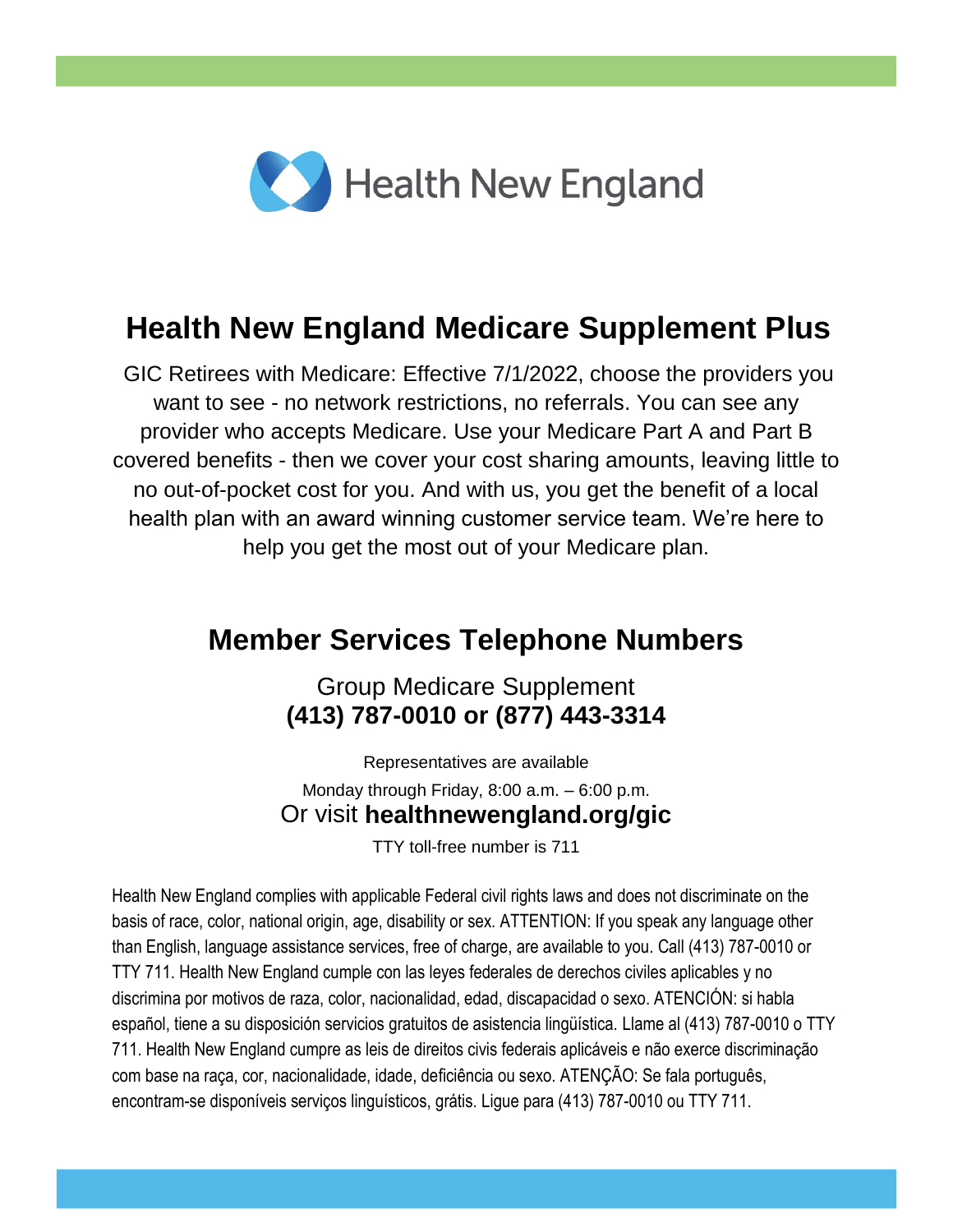Health New England

# Health New England Medicare Supplement Plus

GIC Retirees with Medicare: Effective 7/1/2022, choose the providers you want to see - no network restrictions, no referrals. You can see any provider who accepts Medicare. Use your Medicare Part A and Part B covered benefits - then we cover your cost sharing amounts, leaving little to no out-of-pocket cost for you. And with us, you get the benefit of a local health plan with an award winning customer service team. We're here to help you get the most out of your Medicare plan.

## Member Services Telephone Numbers

Group Medicare Supplement
**(413) 787-0010 or (877) 443-3314**

Representatives are available
Monday through Friday, 8:00 a.m. – 6:00 p.m.
Or visit **healthnewengland.org/gic**
TTY toll-free number is 711

Health New England complies with applicable Federal civil rights laws and does not discriminate on the basis of race, color, national origin, age, disability or sex. ATTENTION: If you speak any language other than English, language assistance services, free of charge, are available to you. Call (413) 787-0010 or TTY 711. Health New England cumple con las leyes federales de derechos civiles aplicables y no discrimina por motivos de raza, color, nacionalidad, edad, discapacidad o sexo. ATENCIÓN: si habla español, tiene a su disposición servicios gratuitos de asistencia lingüística. Llame al (413) 787-0010 o TTY 711. Health New England cumpre as leis de direitos civis federais aplicáveis e não exerce discriminação com base na raça, cor, nacionalidade, idade, deficiência ou sexo. ATENÇÃO: Se fala português, encontram-se disponíveis serviços linguísticos, grátis. Ligue para (413) 787-0010 ou TTY 711.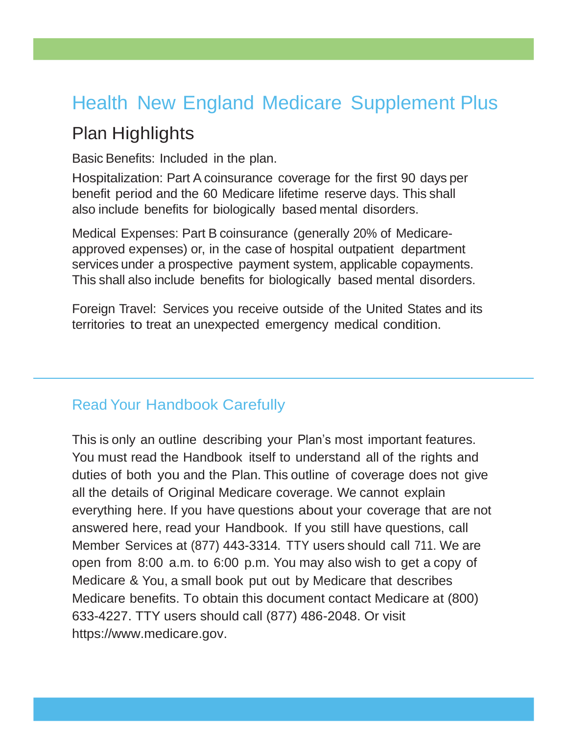# Health New England Medicare Supplement Plus

## Plan Highlights

Basic Benefits: Included in the plan.

Hospitalization: Part A coinsurance coverage for the first 90 days per benefit period and the 60 Medicare lifetime reserve days. This shall also include benefits for biologically based mental disorders.

Medical Expenses: Part B coinsurance (generally 20% of Medicare-approved expenses) or, in the case of hospital outpatient department services under a prospective payment system, applicable copayments. This shall also include benefits for biologically based mental disorders.

Foreign Travel: Services you receive outside of the United States and its territories to treat an unexpected emergency medical condition.

---

### Read Your Handbook Carefully

This is only an outline describing your Plan's most important features. You must read the Handbook itself to understand all of the rights and duties of both you and the Plan. This outline of coverage does not give all the details of Original Medicare coverage. We cannot explain everything here. If you have questions about your coverage that are not answered here, read your Handbook. If you still have questions, call Member Services at (877) 443-3314. TTY users should call 711. We are open from 8:00 a.m. to 6:00 p.m. You may also wish to get a copy of Medicare & You, a small book put out by Medicare that describes Medicare benefits. To obtain this document contact Medicare at (800) 633-4227. TTY users should call (877) 486-2048. Or visit https://www.medicare.gov.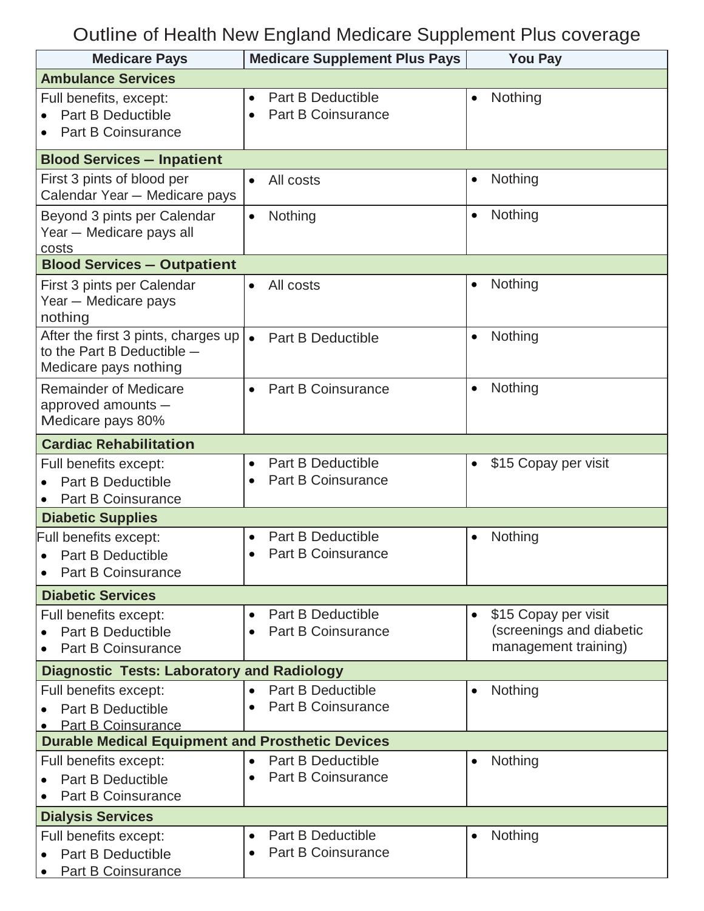# Outline of Health New England Medicare Supplement Plus coverage

| Medicare Pays | Medicare Supplement Plus Pays | You Pay |
|---|---|---|
| **Ambulance Services** | | |
| Full benefits, except:<br>• Part B Deductible<br>• Part B Coinsurance | • Part B Deductible<br>• Part B Coinsurance | • Nothing |
| **Blood Services – Inpatient** | | |
| First 3 pints of blood per Calendar Year – Medicare pays | • All costs | • Nothing |
| Beyond 3 pints per Calendar Year – Medicare pays all costs | • Nothing | • Nothing |
| **Blood Services – Outpatient** | | |
| First 3 pints per Calendar Year – Medicare pays nothing | • All costs | • Nothing |
| After the first 3 pints, charges up to the Part B Deductible – Medicare pays nothing | • Part B Deductible | • Nothing |
| Remainder of Medicare approved amounts – Medicare pays 80% | • Part B Coinsurance | • Nothing |
| **Cardiac Rehabilitation** | | |
| Full benefits except:<br>• Part B Deductible<br>• Part B Coinsurance | • Part B Deductible<br>• Part B Coinsurance | • $15 Copay per visit |
| **Diabetic Supplies** | | |
| Full benefits except:<br>• Part B Deductible<br>• Part B Coinsurance | • Part B Deductible<br>• Part B Coinsurance | • Nothing |
| **Diabetic Services** | | |
| Full benefits except:<br>• Part B Deductible<br>• Part B Coinsurance | • Part B Deductible<br>• Part B Coinsurance | • $15 Copay per visit (screenings and diabetic management training) |
| **Diagnostic Tests: Laboratory and Radiology** | | |
| Full benefits except:<br>• Part B Deductible<br>• Part B Coinsurance | • Part B Deductible<br>• Part B Coinsurance | • Nothing |
| **Durable Medical Equipment and Prosthetic Devices** | | |
| Full benefits except:<br>• Part B Deductible<br>• Part B Coinsurance | • Part B Deductible<br>• Part B Coinsurance | • Nothing |
| **Dialysis Services** | | |
| Full benefits except:<br>• Part B Deductible<br>• Part B Coinsurance | • Part B Deductible<br>• Part B Coinsurance | • Nothing |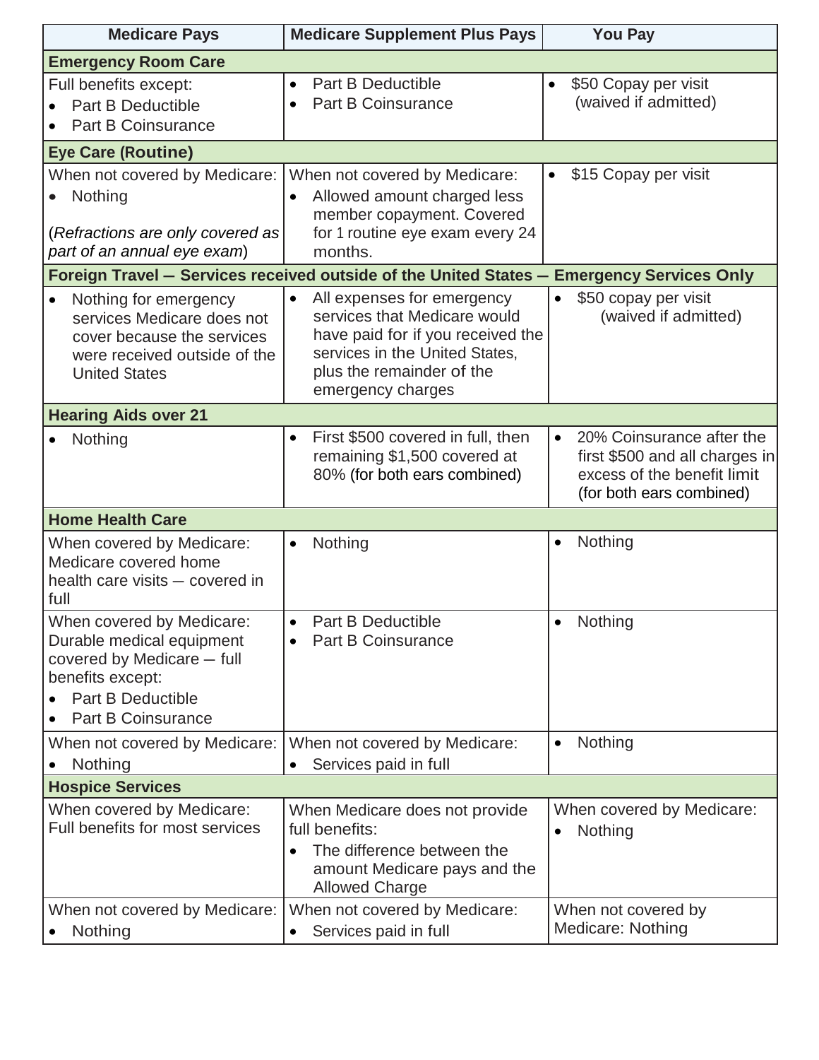| Medicare Pays | Medicare Supplement Plus Pays | You Pay |
|---|---|---|
| **Emergency Room Care** | | |
| Full benefits except:<br>• Part B Deductible<br>• Part B Coinsurance | • Part B Deductible<br>• Part B Coinsurance | • $50 Copay per visit (waived if admitted) |
| **Eye Care (Routine)** | | |
| When not covered by Medicare:<br>• Nothing<br><br>(*Refractions are only covered as part of an annual eye exam*) | When not covered by Medicare:<br>• Allowed amount charged less member copayment. Covered for 1 routine eye exam every 24 months. | • $15 Copay per visit |
| **Foreign Travel — Services received outside of the United States — Emergency Services Only** | | |
| • Nothing for emergency services Medicare does not cover because the services were received outside of the United States | • All expenses for emergency services that Medicare would have paid for if you received the services in the United States, plus the remainder of the emergency charges | • $50 copay per visit (waived if admitted) |
| **Hearing Aids over 21** | | |
| • Nothing | • First $500 covered in full, then remaining $1,500 covered at 80% (for both ears combined) | • 20% Coinsurance after the first $500 and all charges in excess of the benefit limit (for both ears combined) |
| **Home Health Care** | | |
| When covered by Medicare: Medicare covered home health care visits — covered in full | • Nothing | • Nothing |
| When covered by Medicare: Durable medical equipment covered by Medicare — full benefits except:<br>• Part B Deductible<br>• Part B Coinsurance | • Part B Deductible<br>• Part B Coinsurance | • Nothing |
| When not covered by Medicare:<br>• Nothing | When not covered by Medicare:<br>• Services paid in full | • Nothing |
| **Hospice Services** | | |
| When covered by Medicare: Full benefits for most services | When Medicare does not provide full benefits:<br>• The difference between the amount Medicare pays and the Allowed Charge | When covered by Medicare:<br>• Nothing |
| When not covered by Medicare:<br>• Nothing | When not covered by Medicare:<br>• Services paid in full | When not covered by Medicare: Nothing |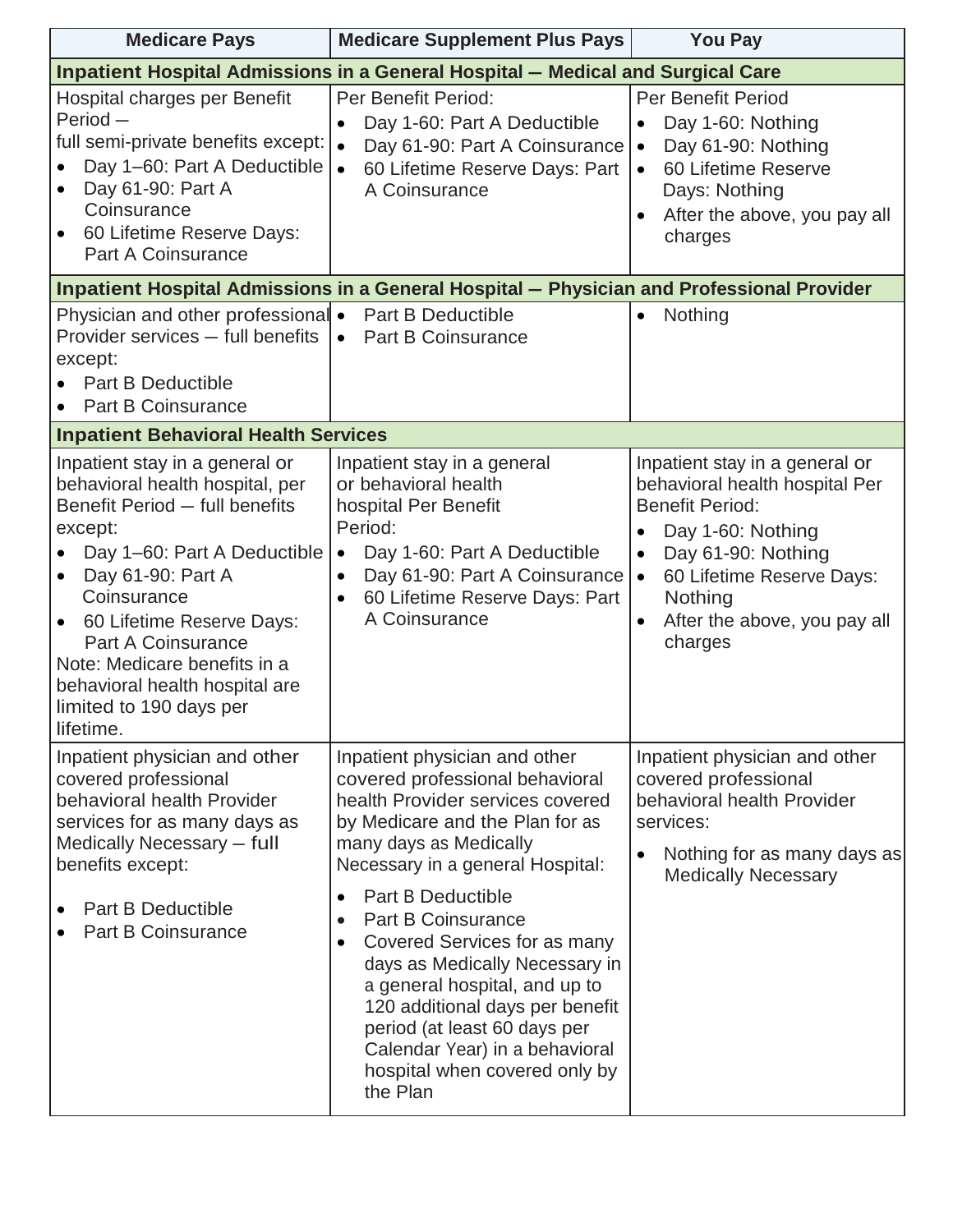| Medicare Pays | Medicare Supplement Plus Pays | You Pay |
|---|---|---|
| **Inpatient Hospital Admissions in a General Hospital – Medical and Surgical Care** | | |
| Hospital charges per Benefit Period – full semi-private benefits except:<br>• Day 1–60: Part A Deductible<br>• Day 61-90: Part A Coinsurance<br>• 60 Lifetime Reserve Days: Part A Coinsurance | Per Benefit Period:<br>• Day 1-60: Part A Deductible<br>• Day 61-90: Part A Coinsurance<br>• 60 Lifetime Reserve Days: Part A Coinsurance | Per Benefit Period<br>• Day 1-60: Nothing<br>• Day 61-90: Nothing<br>• 60 Lifetime Reserve Days: Nothing<br>• After the above, you pay all charges |
| **Inpatient Hospital Admissions in a General Hospital – Physician and Professional Provider** | | |
| Physician and other professional Provider services – full benefits except:<br>• Part B Deductible<br>• Part B Coinsurance | • Part B Deductible<br>• Part B Coinsurance | • Nothing |
| **Inpatient Behavioral Health Services** | | |
| Inpatient stay in a general or behavioral health hospital, per Benefit Period – full benefits except:<br>• Day 1–60: Part A Deductible<br>• Day 61-90: Part A Coinsurance<br>• 60 Lifetime Reserve Days: Part A Coinsurance<br>Note: Medicare benefits in a behavioral health hospital are limited to 190 days per lifetime. | Inpatient stay in a general or behavioral health hospital Per Benefit Period:<br>• Day 1-60: Part A Deductible<br>• Day 61-90: Part A Coinsurance<br>• 60 Lifetime Reserve Days: Part A Coinsurance | Inpatient stay in a general or behavioral health hospital Per Benefit Period:<br>• Day 1-60: Nothing<br>• Day 61-90: Nothing<br>• 60 Lifetime Reserve Days: Nothing<br>• After the above, you pay all charges |
| Inpatient physician and other covered professional behavioral health Provider services for as many days as Medically Necessary – full benefits except:<br>• Part B Deductible<br>• Part B Coinsurance | Inpatient physician and other covered professional behavioral health Provider services covered by Medicare and the Plan for as many days as Medically Necessary in a general Hospital:<br>• Part B Deductible<br>• Part B Coinsurance<br>• Covered Services for as many days as Medically Necessary in a general hospital, and up to 120 additional days per benefit period (at least 60 days per Calendar Year) in a behavioral hospital when covered only by the Plan | Inpatient physician and other covered professional behavioral health Provider services:<br>• Nothing for as many days as Medically Necessary |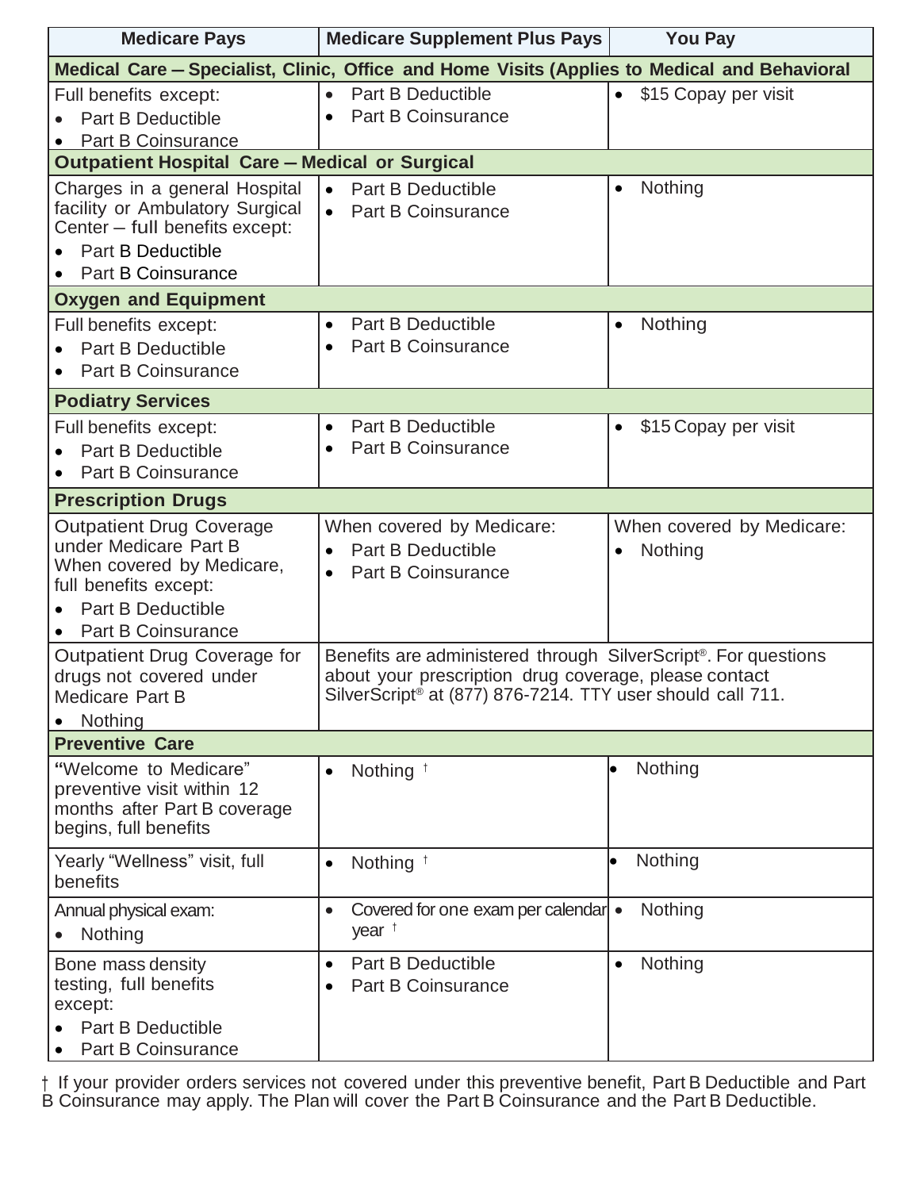| Medicare Pays | Medicare Supplement Plus Pays | You Pay |
|---|---|---|
| **Medical Care – Specialist, Clinic, Office and Home Visits (Applies to Medical and Behavioral** | | |
| Full benefits except:<br>• Part B Deductible<br>• Part B Coinsurance | • Part B Deductible<br>• Part B Coinsurance | • $15 Copay per visit |
| **Outpatient Hospital Care – Medical or Surgical** | | |
| Charges in a general Hospital facility or Ambulatory Surgical Center – full benefits except:<br>• Part B Deductible<br>• Part B Coinsurance | • Part B Deductible<br>• Part B Coinsurance | • Nothing |
| **Oxygen and Equipment** | | |
| Full benefits except:<br>• Part B Deductible<br>• Part B Coinsurance | • Part B Deductible<br>• Part B Coinsurance | • Nothing |
| **Podiatry Services** | | |
| Full benefits except:<br>• Part B Deductible<br>• Part B Coinsurance | • Part B Deductible<br>• Part B Coinsurance | • $15 Copay per visit |
| **Prescription Drugs** | | |
| Outpatient Drug Coverage under Medicare Part B When covered by Medicare, full benefits except:<br>• Part B Deductible<br>• Part B Coinsurance | When covered by Medicare:<br>• Part B Deductible<br>• Part B Coinsurance | When covered by Medicare:<br>• Nothing |
| Outpatient Drug Coverage for drugs not covered under Medicare Part B<br>• Nothing | Benefits are administered through SilverScript®. For questions about your prescription drug coverage, please contact SilverScript® at (877) 876-7214. TTY user should call 711. | |
| **Preventive Care** | | |
| "Welcome to Medicare" preventive visit within 12 months after Part B coverage begins, full benefits | • Nothing † | • Nothing |
| Yearly "Wellness" visit, full benefits | • Nothing † | • Nothing |
| Annual physical exam:<br>• Nothing | • Covered for one exam per calendar year † | • Nothing |
| Bone mass density testing, full benefits except:<br>• Part B Deductible<br>• Part B Coinsurance | • Part B Deductible<br>• Part B Coinsurance | • Nothing |

† If your provider orders services not covered under this preventive benefit, Part B Deductible and Part B Coinsurance may apply. The Plan will cover the Part B Coinsurance and the Part B Deductible.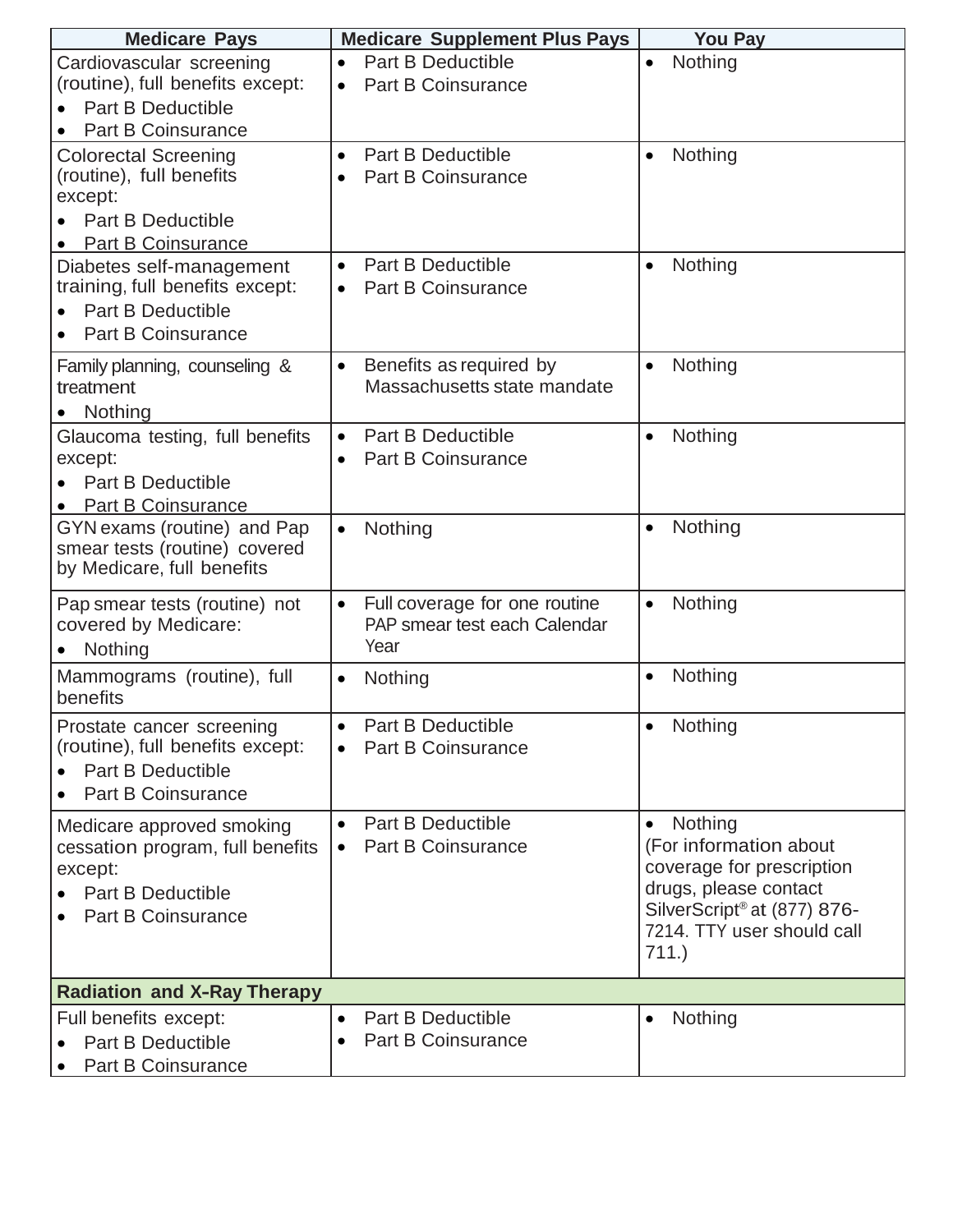| Medicare Pays | Medicare Supplement Plus Pays | You Pay |
|---|---|---|
| Cardiovascular screening (routine), full benefits except:<br>• Part B Deductible<br>• Part B Coinsurance | • Part B Deductible<br>• Part B Coinsurance | • Nothing |
| Colorectal Screening (routine), full benefits except:<br>• Part B Deductible<br>• Part B Coinsurance | • Part B Deductible<br>• Part B Coinsurance | • Nothing |
| Diabetes self-management training, full benefits except:<br>• Part B Deductible<br>• Part B Coinsurance | • Part B Deductible<br>• Part B Coinsurance | • Nothing |
| Family planning, counseling & treatment<br>• Nothing | • Benefits as required by Massachusetts state mandate | • Nothing |
| Glaucoma testing, full benefits except:<br>• Part B Deductible<br>• Part B Coinsurance | • Part B Deductible<br>• Part B Coinsurance | • Nothing |
| GYN exams (routine) and Pap smear tests (routine) covered by Medicare, full benefits | • Nothing | • Nothing |
| Pap smear tests (routine) not covered by Medicare:<br>• Nothing | • Full coverage for one routine PAP smear test each Calendar Year | • Nothing |
| Mammograms (routine), full benefits | • Nothing | • Nothing |
| Prostate cancer screening (routine), full benefits except:<br>• Part B Deductible<br>• Part B Coinsurance | • Part B Deductible<br>• Part B Coinsurance | • Nothing |
| Medicare approved smoking cessation program, full benefits except:<br>• Part B Deductible<br>• Part B Coinsurance | • Part B Deductible<br>• Part B Coinsurance | • Nothing<br>(For information about coverage for prescription drugs, please contact SilverScript® at (877) 876-7214. TTY user should call 711.) |
| **Radiation and X-Ray Therapy** | | |
| Full benefits except:<br>• Part B Deductible<br>• Part B Coinsurance | • Part B Deductible<br>• Part B Coinsurance | • Nothing |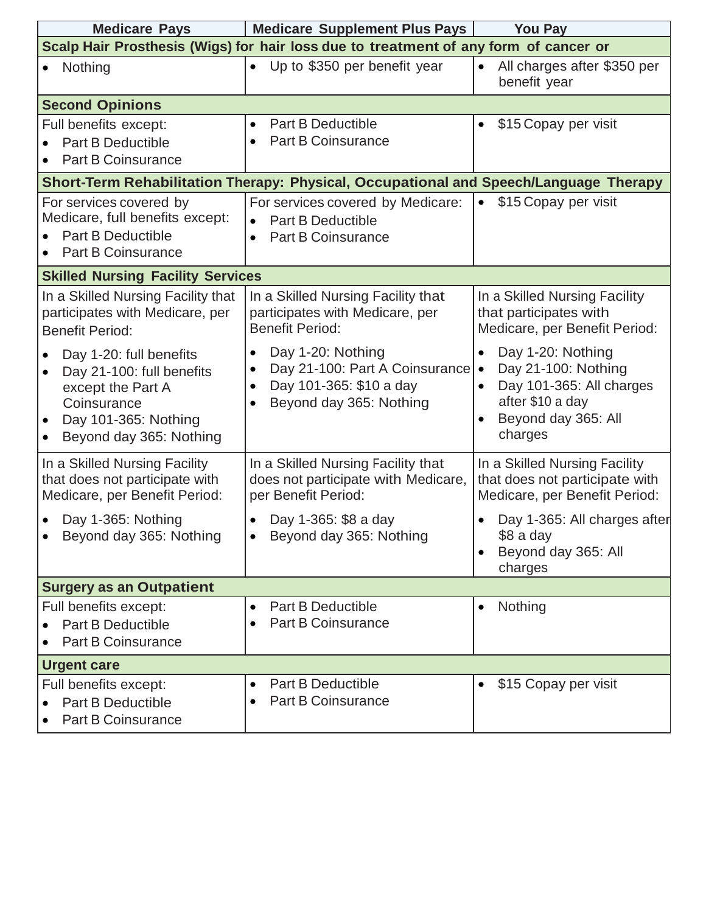| Medicare Pays | Medicare Supplement Plus Pays | You Pay |
|---|---|---|
| **Scalp Hair Prosthesis (Wigs) for hair loss due to treatment of any form of cancer or** | | |
| • Nothing | • Up to $350 per benefit year | • All charges after $350 per benefit year |
| **Second Opinions** | | |
| Full benefits except:<br>• Part B Deductible<br>• Part B Coinsurance | • Part B Deductible<br>• Part B Coinsurance | • $15 Copay per visit |
| **Short-Term Rehabilitation Therapy: Physical, Occupational and Speech/Language Therapy** | | |
| For services covered by Medicare, full benefits except:<br>• Part B Deductible<br>• Part B Coinsurance | For services covered by Medicare:<br>• Part B Deductible<br>• Part B Coinsurance | • $15 Copay per visit |
| **Skilled Nursing Facility Services** | | |
| In a Skilled Nursing Facility that participates with Medicare, per Benefit Period:<br>• Day 1-20: full benefits<br>• Day 21-100: full benefits except the Part A Coinsurance<br>• Day 101-365: Nothing<br>• Beyond day 365: Nothing | In a Skilled Nursing Facility that participates with Medicare, per Benefit Period:<br>• Day 1-20: Nothing<br>• Day 21-100: Part A Coinsurance<br>• Day 101-365: $10 a day<br>• Beyond day 365: Nothing | In a Skilled Nursing Facility that participates with Medicare, per Benefit Period:<br>• Day 1-20: Nothing<br>• Day 21-100: Nothing<br>• Day 101-365: All charges after $10 a day<br>• Beyond day 365: All charges |
| In a Skilled Nursing Facility that does not participate with Medicare, per Benefit Period:<br>• Day 1-365: Nothing<br>• Beyond day 365: Nothing | In a Skilled Nursing Facility that does not participate with Medicare, per Benefit Period:<br>• Day 1-365: $8 a day<br>• Beyond day 365: Nothing | In a Skilled Nursing Facility that does not participate with Medicare, per Benefit Period:<br>• Day 1-365: All charges after $8 a day<br>• Beyond day 365: All charges |
| **Surgery as an Outpatient** | | |
| Full benefits except:<br>• Part B Deductible<br>• Part B Coinsurance | • Part B Deductible<br>• Part B Coinsurance | • Nothing |
| **Urgent care** | | |
| Full benefits except:<br>• Part B Deductible<br>• Part B Coinsurance | • Part B Deductible<br>• Part B Coinsurance | • $15 Copay per visit |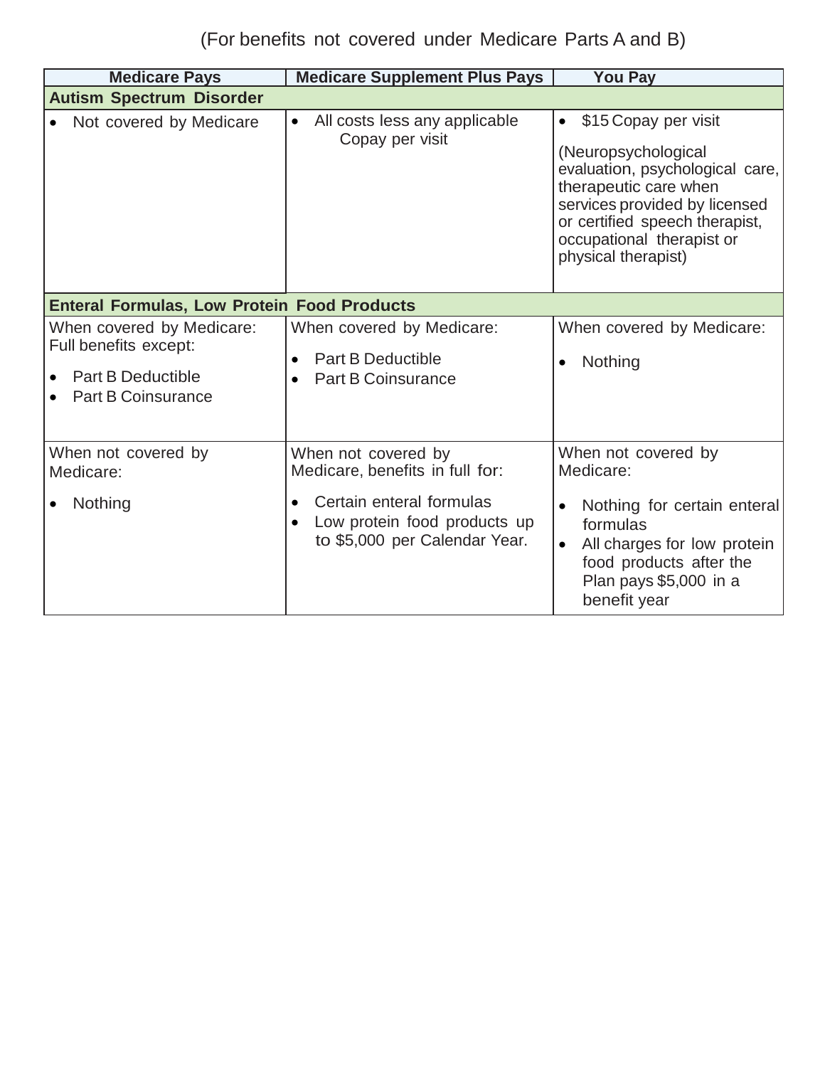(For benefits not covered under Medicare Parts A and B)

| Medicare Pays | Medicare Supplement Plus Pays | You Pay |
|---|---|---|
| **Autism Spectrum Disorder** | | |
| • Not covered by Medicare | • All costs less any applicable Copay per visit | • $15 Copay per visit<br><br>(Neuropsychological evaluation, psychological care, therapeutic care when services provided by licensed or certified speech therapist, occupational therapist or physical therapist) |
| **Enteral Formulas, Low Protein Food Products** | | |
| When covered by Medicare: Full benefits except:<br>• Part B Deductible<br>• Part B Coinsurance | When covered by Medicare:<br>• Part B Deductible<br>• Part B Coinsurance | When covered by Medicare:<br>• Nothing |
| When not covered by Medicare:<br>• Nothing | When not covered by Medicare, benefits in full for:<br>• Certain enteral formulas<br>• Low protein food products up to $5,000 per Calendar Year. | When not covered by Medicare:<br>• Nothing for certain enteral formulas<br>• All charges for low protein food products after the Plan pays $5,000 in a benefit year |